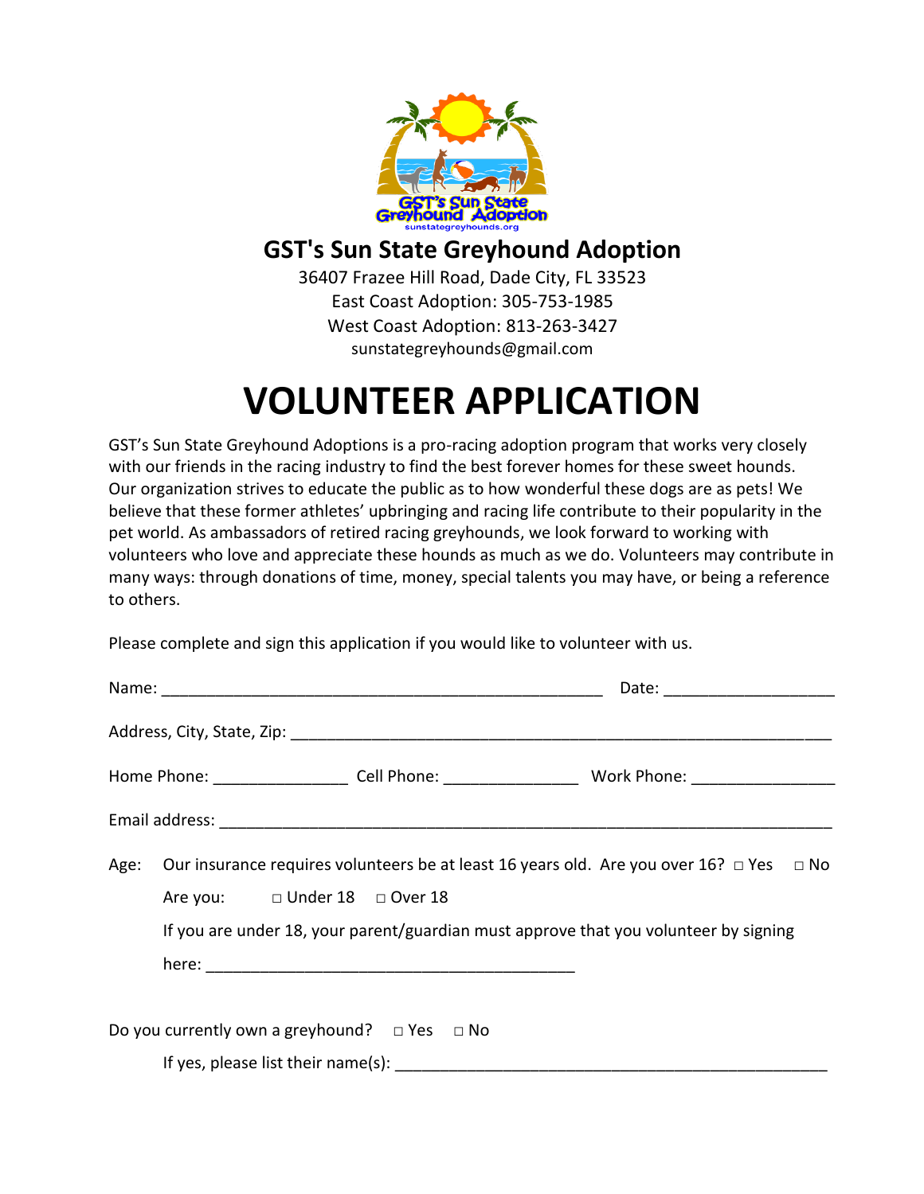# GST's Sun State Greyhound Adoption

36407 Frazee Hill Road, Dade City, FL 33523
East Coast Adoption: 305-753-1985
West Coast Adoption: 813-263-3427
sunstategreyhounds@gmail.com

# VOLUNTEER APPLICATION

GST's Sun State Greyhound Adoptions is a pro-racing adoption program that works very closely with our friends in the racing industry to find the best forever homes for these sweet hounds. Our organization strives to educate the public as to how wonderful these dogs are as pets! We believe that these former athletes' upbringing and racing life contribute to their popularity in the pet world. As ambassadors of retired racing greyhounds, we look forward to working with volunteers who love and appreciate these hounds as much as we do. Volunteers may contribute in many ways: through donations of time, money, special talents you may have, or being a reference to others.

Please complete and sign this application if you would like to volunteer with us.

Name: _______________________________________________ Date: __________________

Address, City, State, Zip: ___________________________________________________________

Home Phone: ______________ Cell Phone: ______________ Work Phone: _______________

Email address: ______________________________________________________________________

Age: Our insurance requires volunteers be at least 16 years old. Are you over 16? □ Yes □ No

Are you: □ Under 18 □ Over 18

If you are under 18, your parent/guardian must approve that you volunteer by signing here: ________________________________________

Do you currently own a greyhound? □ Yes □ No

If yes, please list their name(s): _______________________________________________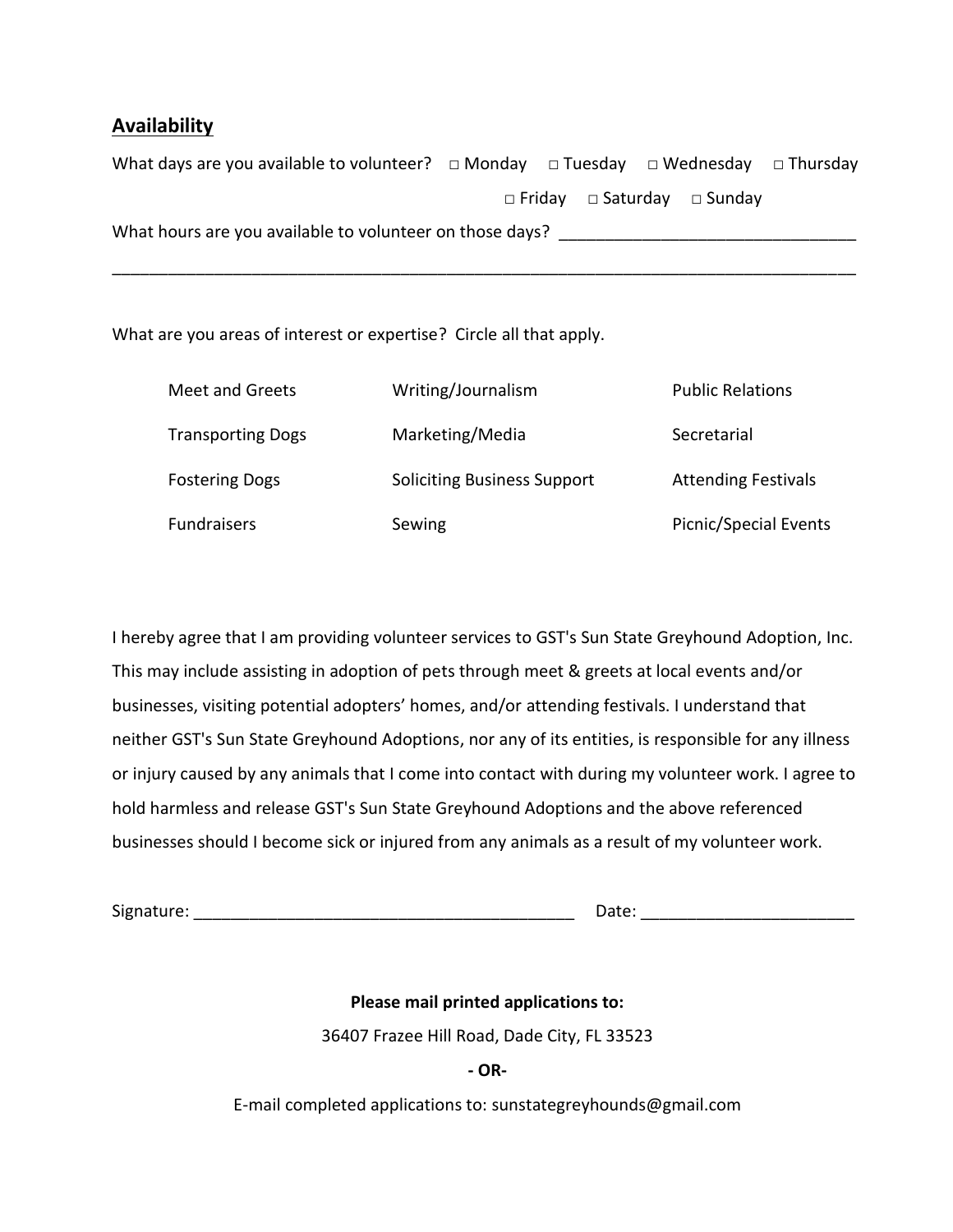## **Availability**

What days are you available to volunteer? □ Monday □ Tuesday □ Wednesday □ Thursday □ Friday □ Saturday □ Sunday

What hours are you available to volunteer on those days? ________________________________

________________________________________________________________________________

What are you areas of interest or expertise? Circle all that apply.

| | | |
|---|---|---|
| Meet and Greets | Writing/Journalism | Public Relations |
| Transporting Dogs | Marketing/Media | Secretarial |
| Fostering Dogs | Soliciting Business Support | Attending Festivals |
| Fundraisers | Sewing | Picnic/Special Events |

I hereby agree that I am providing volunteer services to GST's Sun State Greyhound Adoption, Inc. This may include assisting in adoption of pets through meet & greets at local events and/or businesses, visiting potential adopters' homes, and/or attending festivals. I understand that neither GST's Sun State Greyhound Adoptions, nor any of its entities, is responsible for any illness or injury caused by any animals that I come into contact with during my volunteer work. I agree to hold harmless and release GST's Sun State Greyhound Adoptions and the above referenced businesses should I become sick or injured from any animals as a result of my volunteer work.

Signature: __________________________________________ Date: ______________________

**Please mail printed applications to:**

36407 Frazee Hill Road, Dade City, FL 33523

**- OR-**

E-mail completed applications to: sunstategreyhounds@gmail.com